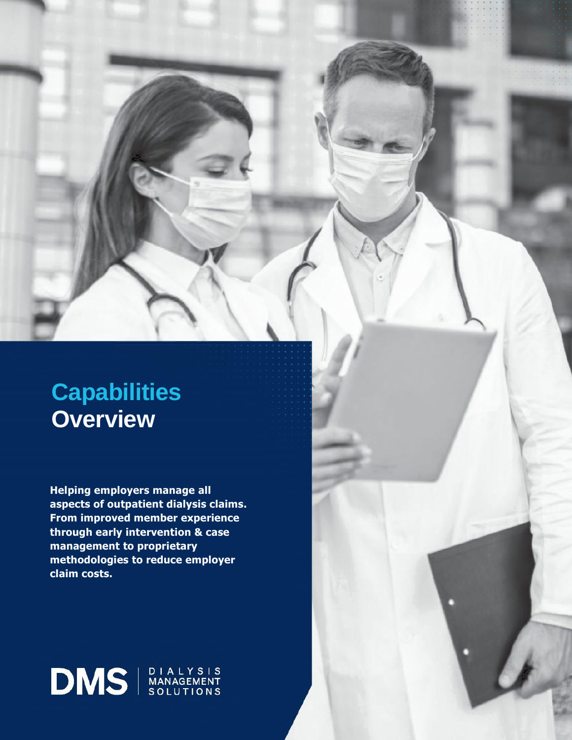# Capabilities Overview

**Helping employers manage all aspects of outpatient dialysis claims. From improved member experience through early intervention & case management to proprietary methodologies to reduce employer claim costs.**

DMS | DIALYSIS MANAGEMENT SOLUTIONS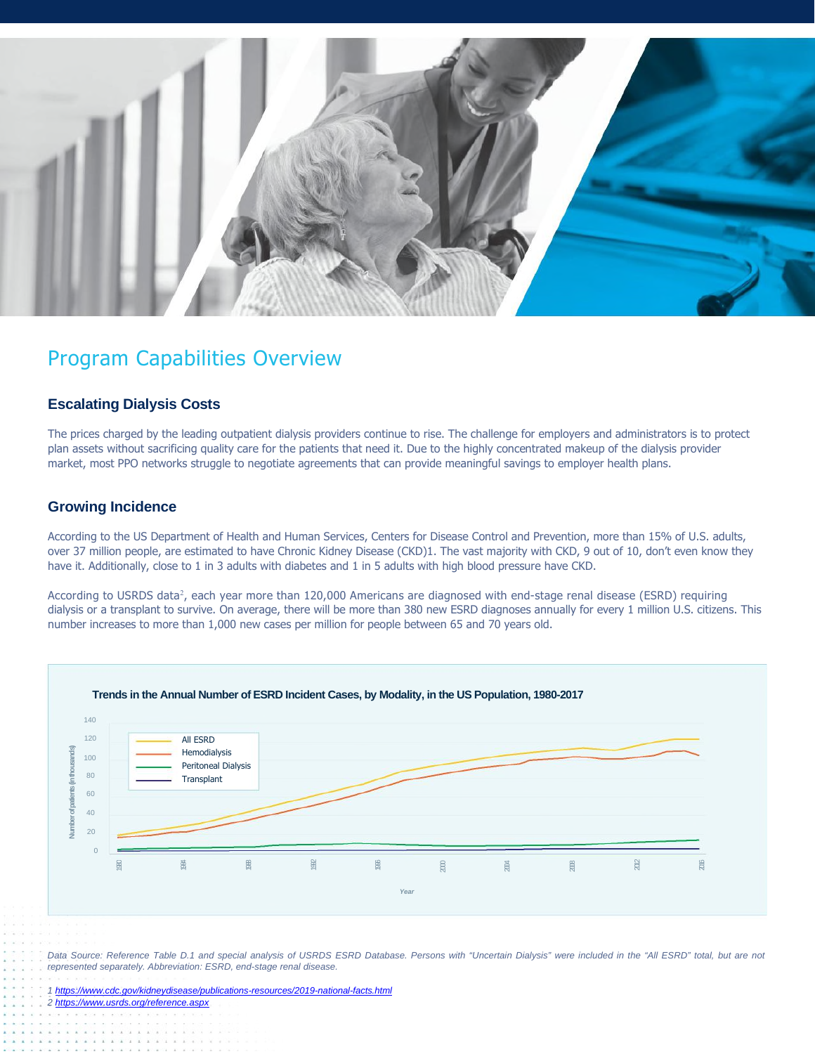## Program Capabilities Overview

### Escalating Dialysis Costs

The prices charged by the leading outpatient dialysis providers continue to rise. The challenge for employers and administrators is to protect plan assets without sacrificing quality care for the patients that need it. Due to the highly concentrated makeup of the dialysis provider market, most PPO networks struggle to negotiate agreements that can provide meaningful savings to employer health plans.

### Growing Incidence

According to the US Department of Health and Human Services, Centers for Disease Control and Prevention, more than 15% of U.S. adults, over 37 million people, are estimated to have Chronic Kidney Disease (CKD)1. The vast majority with CKD, 9 out of 10, don't even know they have it. Additionally, close to 1 in 3 adults with diabetes and 1 in 5 adults with high blood pressure have CKD.

According to USRDS data[2], each year more than 120,000 Americans are diagnosed with end-stage renal disease (ESRD) requiring dialysis or a transplant to survive. On average, there will be more than 380 new ESRD diagnoses annually for every 1 million U.S. citizens. This number increases to more than 1,000 new cases per million for people between 65 and 70 years old.

**Trends in the Annual Number of ESRD Incident Cases, by Modality, in the US Population, 1980-2017**

*Data Source: Reference Table D.1 and special analysis of USRDS ESRD Database. Persons with "Uncertain Dialysis" were included in the "All ESRD" total, but are not represented separately. Abbreviation: ESRD, end-stage renal disease.*

*1 https://www.cdc.gov/kidneydisease/publications-resources/2019-national-facts.html*
*2 https://www.usrds.org/reference.aspx*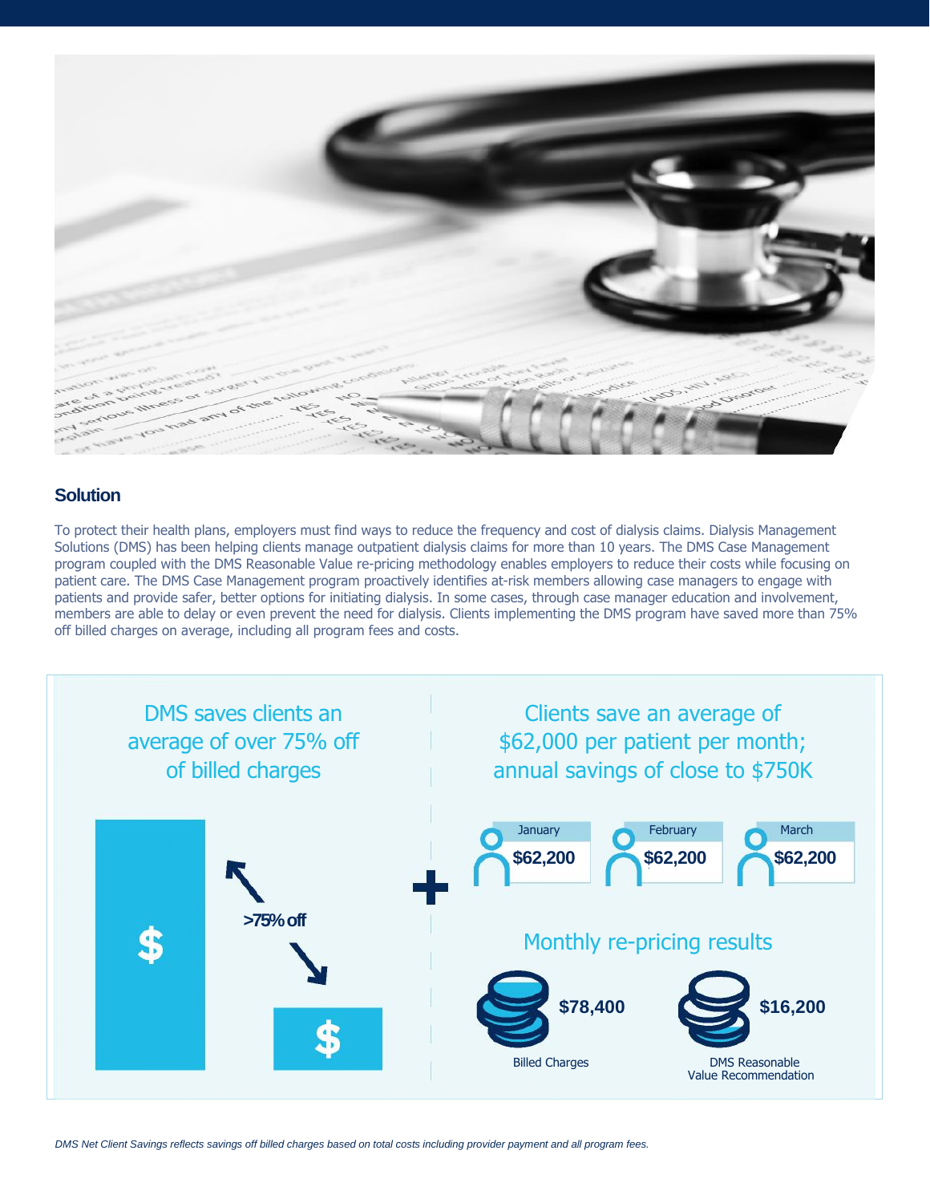## Solution

To protect their health plans, employers must find ways to reduce the frequency and cost of dialysis claims. Dialysis Management Solutions (DMS) has been helping clients manage outpatient dialysis claims for more than 10 years. The DMS Case Management program coupled with the DMS Reasonable Value re-pricing methodology enables employers to reduce their costs while focusing on patient care. The DMS Case Management program proactively identifies at-risk members allowing case managers to engage with patients and provide safer, better options for initiating dialysis. In some cases, through case manager education and involvement, members are able to delay or even prevent the need for dialysis. Clients implementing the DMS program have saved more than 75% off billed charges on average, including all program fees and costs.

DMS saves clients an average of over 75% off of billed charges

>75% off

Clients save an average of $62,000 per patient per month; annual savings of close to $750K

| January | February | March |
|---|---|---|
| $62,200 | $62,200 | $62,200 |

Monthly re-pricing results

| Billed Charges | DMS Reasonable Value Recommendation |
|---|---|
| $78,400 | $16,200 |

*DMS Net Client Savings reflects savings off billed charges based on total costs including provider payment and all program fees.*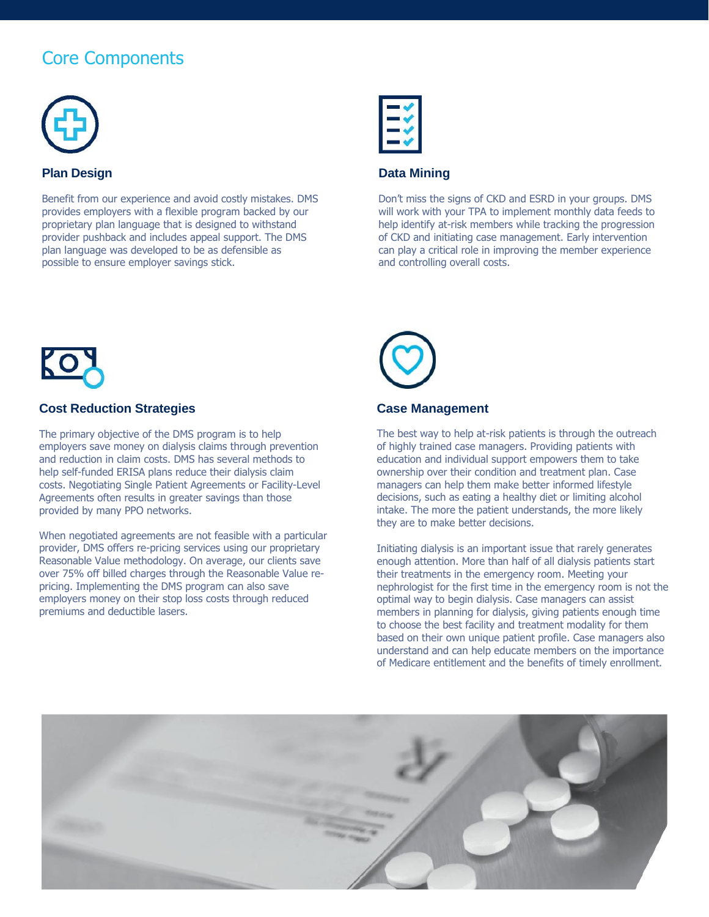## Core Components

### Plan Design

Benefit from our experience and avoid costly mistakes. DMS provides employers with a flexible program backed by our proprietary plan language that is designed to withstand provider pushback and includes appeal support. The DMS plan language was developed to be as defensible as possible to ensure employer savings stick.

### Data Mining

Don't miss the signs of CKD and ESRD in your groups. DMS will work with your TPA to implement monthly data feeds to help identify at-risk members while tracking the progression of CKD and initiating case management. Early intervention can play a critical role in improving the member experience and controlling overall costs.

### Cost Reduction Strategies

The primary objective of the DMS program is to help employers save money on dialysis claims through prevention and reduction in claim costs. DMS has several methods to help self-funded ERISA plans reduce their dialysis claim costs. Negotiating Single Patient Agreements or Facility-Level Agreements often results in greater savings than those provided by many PPO networks.

When negotiated agreements are not feasible with a particular provider, DMS offers re-pricing services using our proprietary Reasonable Value methodology. On average, our clients save over 75% off billed charges through the Reasonable Value re-pricing. Implementing the DMS program can also save employers money on their stop loss costs through reduced premiums and deductible lasers.

### Case Management

The best way to help at-risk patients is through the outreach of highly trained case managers. Providing patients with education and individual support empowers them to take ownership over their condition and treatment plan. Case managers can help them make better informed lifestyle decisions, such as eating a healthy diet or limiting alcohol intake. The more the patient understands, the more likely they are to make better decisions.

Initiating dialysis is an important issue that rarely generates enough attention. More than half of all dialysis patients start their treatments in the emergency room. Meeting your nephrologist for the first time in the emergency room is not the optimal way to begin dialysis. Case managers can assist members in planning for dialysis, giving patients enough time to choose the best facility and treatment modality for them based on their own unique patient profile. Case managers also understand and can help educate members on the importance of Medicare entitlement and the benefits of timely enrollment.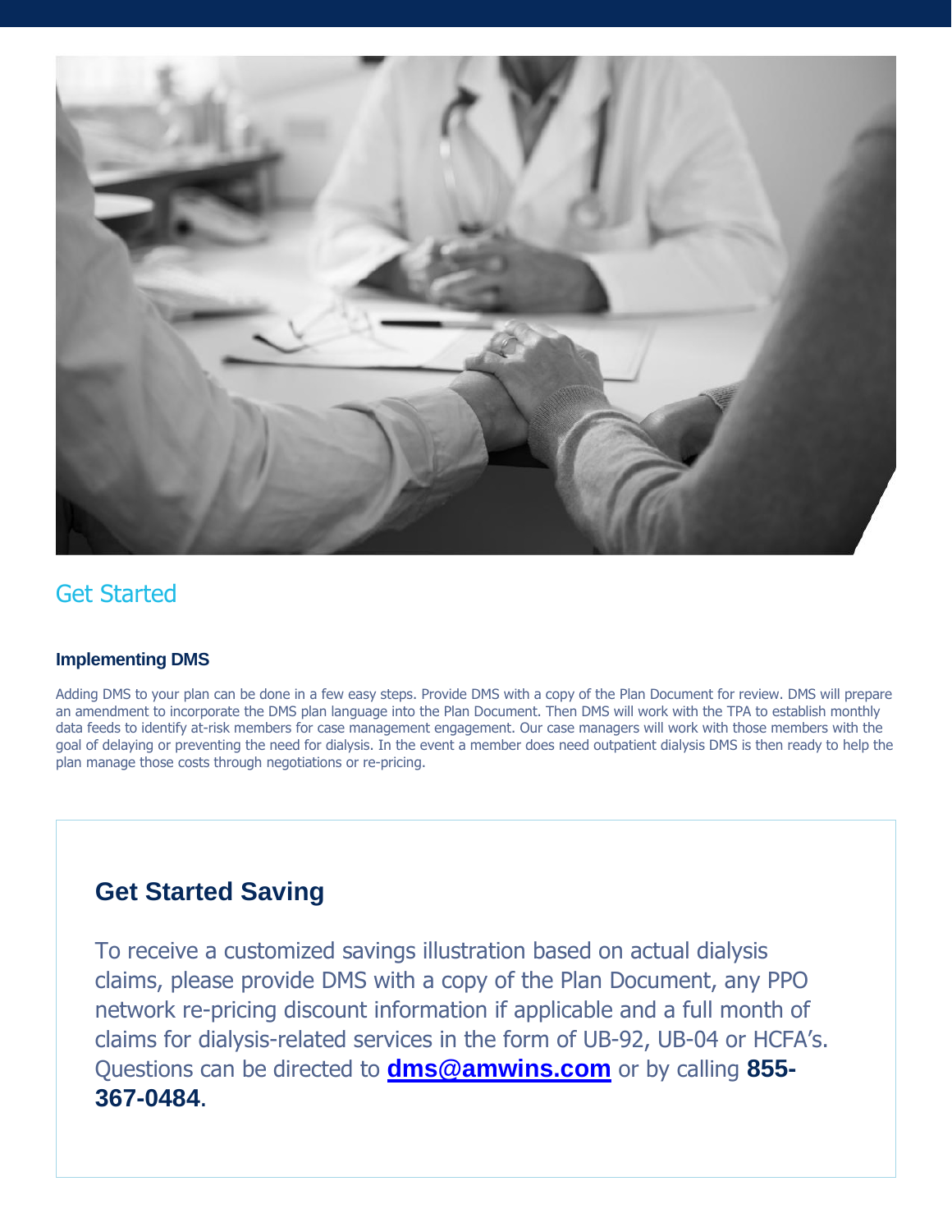## Get Started

### Implementing DMS

Adding DMS to your plan can be done in a few easy steps. Provide DMS with a copy of the Plan Document for review. DMS will prepare an amendment to incorporate the DMS plan language into the Plan Document. Then DMS will work with the TPA to establish monthly data feeds to identify at-risk members for case management engagement. Our case managers will work with those members with the goal of delaying or preventing the need for dialysis. In the event a member does need outpatient dialysis DMS is then ready to help the plan manage those costs through negotiations or re-pricing.

### Get Started Saving

To receive a customized savings illustration based on actual dialysis claims, please provide DMS with a copy of the Plan Document, any PPO network re-pricing discount information if applicable and a full month of claims for dialysis-related services in the form of UB-92, UB-04 or HCFA's. Questions can be directed to **dms@amwins.com** or by calling **855-367-0484**.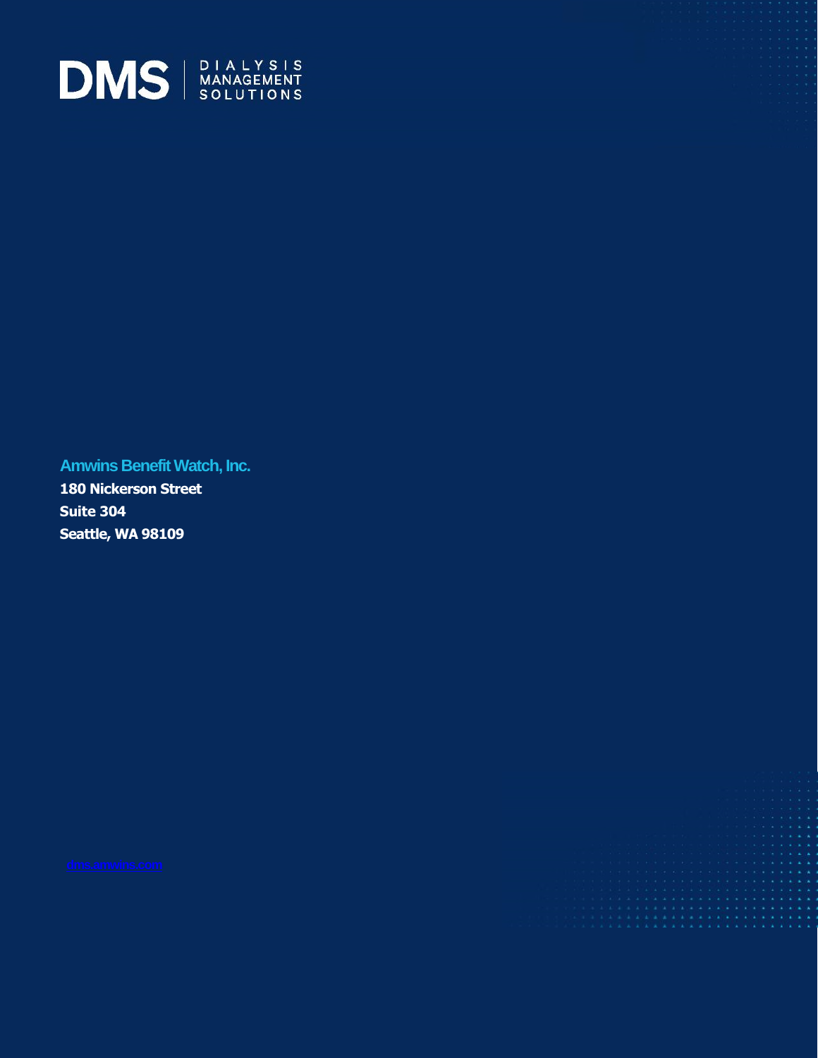DMS | DIALYSIS MANAGEMENT SOLUTIONS

**Amwins Benefit Watch, Inc.**

**180 Nickerson Street**
**Suite 304**
**Seattle, WA 98109**

dms.amwins.com